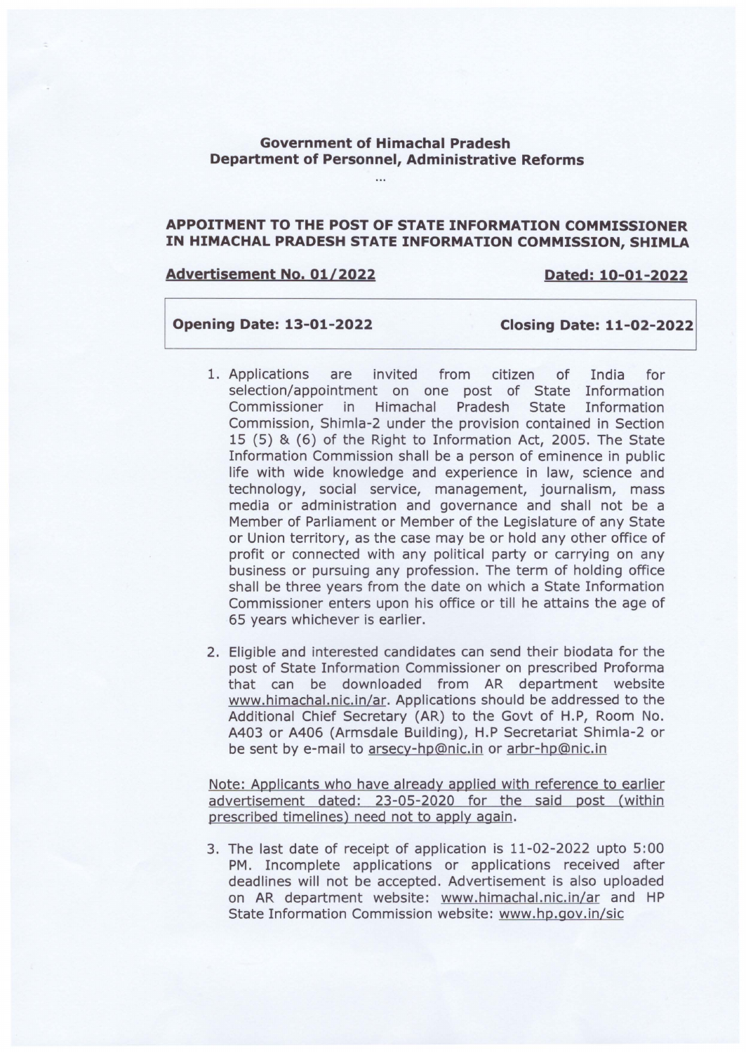**Government of Himachal Pradesh**
**Department of Personnel, Administrative Reforms**

...

**APPOITMENT TO THE POST OF STATE INFORMATION COMMISSIONER IN HIMACHAL PRADESH STATE INFORMATION COMMISSION, SHIMLA**

**Advertisement No. 01/2022** **Dated: 10-01-2022**

| **Opening Date: 13-01-2022** | **Closing Date: 11-02-2022** |
|---|---|

1. Applications are invited from citizen of India for selection/appointment on one post of State Information Commissioner in Himachal Pradesh State Information Commission, Shimla-2 under the provision contained in Section 15 (5) & (6) of the Right to Information Act, 2005. The State Information Commission shall be a person of eminence in public life with wide knowledge and experience in law, science and technology, social service, management, journalism, mass media or administration and governance and shall not be a Member of Parliament or Member of the Legislature of any State or Union territory, as the case may be or hold any other office of profit or connected with any political party or carrying on any business or pursuing any profession. The term of holding office shall be three years from the date on which a State Information Commissioner enters upon his office or till he attains the age of 65 years whichever is earlier.

2. Eligible and interested candidates can send their biodata for the post of State Information Commissioner on prescribed Proforma that can be downloaded from AR department website www.himachal.nic.in/ar. Applications should be addressed to the Additional Chief Secretary (AR) to the Govt of H.P, Room No. A403 or A406 (Armsdale Building), H.P Secretariat Shimla-2 or be sent by e-mail to arsecy-hp@nic.in or arbr-hp@nic.in

   Note: Applicants who have already applied with reference to earlier advertisement dated: 23-05-2020 for the said post (within prescribed timelines) need not to apply again.

3. The last date of receipt of application is 11-02-2022 upto 5:00 PM. Incomplete applications or applications received after deadlines will not be accepted. Advertisement is also uploaded on AR department website: www.himachal.nic.in/ar and HP State Information Commission website: www.hp.gov.in/sic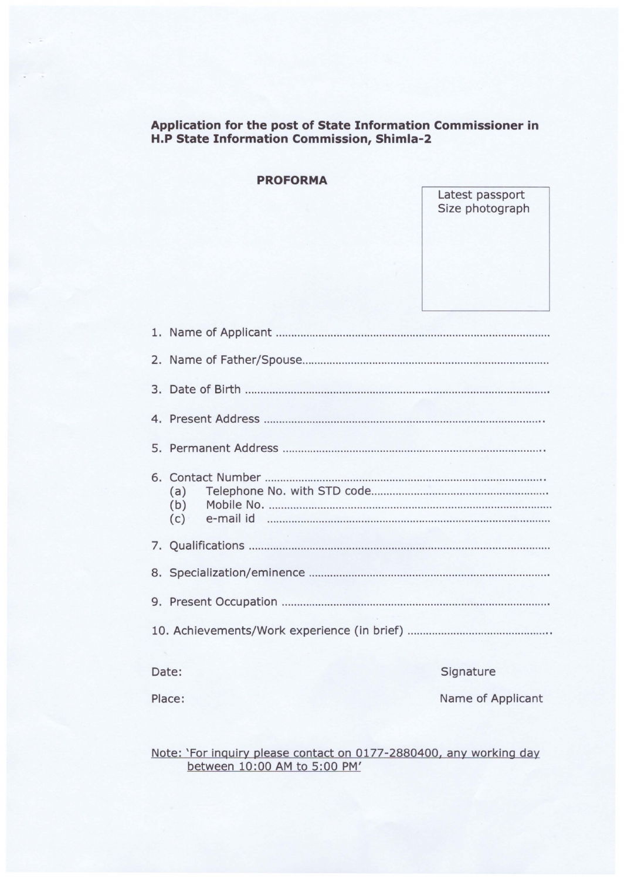**Application for the post of State Information Commissioner in H.P State Information Commission, Shimla-2**

**PROFORMA**

Latest passport Size photograph

1. Name of Applicant ..........................................................................................
2. Name of Father/Spouse..................................................................................
3. Date of Birth ....................................................................................................
4. Present Address ............................................................................................
5. Permanent Address .......................................................................................
6. Contact Number ............................................................................................
   - (a) Telephone No. with STD code.........................................................
   - (b) Mobile No. ...........................................................................................
   - (c) e-mail id ...............................................................................................
7. Qualifications ..................................................................................................
8. Specialization/eminence ...............................................................................
9. Present Occupation ........................................................................................
10. Achievements/Work experience (in brief) ..............................................

Date: Signature

Place: Name of Applicant

Note: 'For inquiry please contact on 0177-2880400, any working day between 10:00 AM to 5:00 PM'